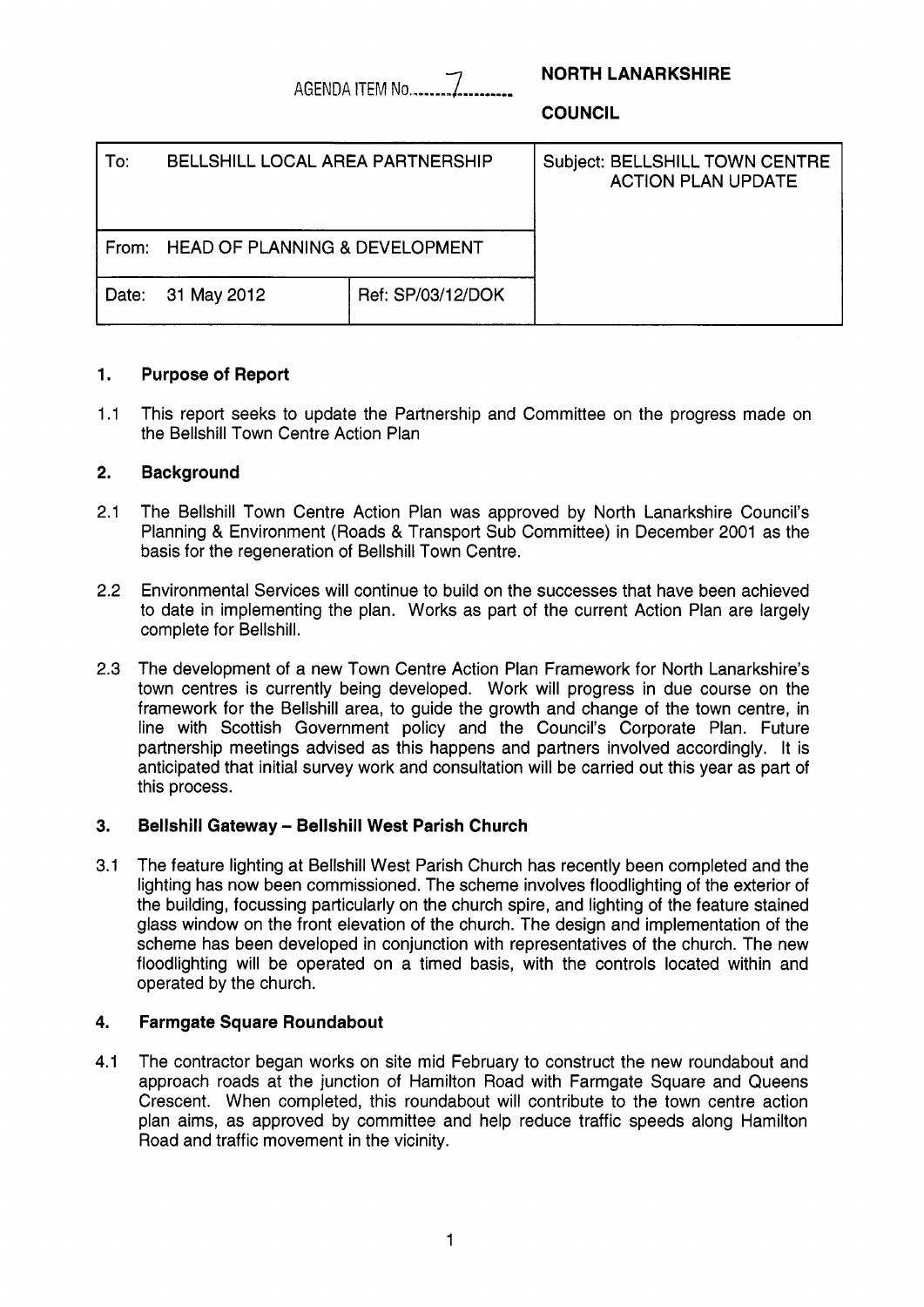AGENDA ITEM No. 7

**NORTH LANARKSHIRE COUNCIL**

| To: BELLSHILL LOCAL AREA PARTNERSHIP | | Subject: BELLSHILL TOWN CENTRE ACTION PLAN UPDATE |
|---|---|---|
| From: HEAD OF PLANNING & DEVELOPMENT | | |
| Date: 31 May 2012 | Ref: SP/03/12/DOK | |

## 1. Purpose of Report

1.1 This report seeks to update the Partnership and Committee on the progress made on the Bellshill Town Centre Action Plan

## 2. Background

2.1 The Bellshill Town Centre Action Plan was approved by North Lanarkshire Council's Planning & Environment (Roads & Transport Sub Committee) in December 2001 as the basis for the regeneration of Bellshill Town Centre.

2.2 Environmental Services will continue to build on the successes that have been achieved to date in implementing the plan. Works as part of the current Action Plan are largely complete for Bellshill.

2.3 The development of a new Town Centre Action Plan Framework for North Lanarkshire's town centres is currently being developed. Work will progress in due course on the framework for the Bellshill area, to guide the growth and change of the town centre, in line with Scottish Government policy and the Council's Corporate Plan. Future partnership meetings advised as this happens and partners involved accordingly. It is anticipated that initial survey work and consultation will be carried out this year as part of this process.

## 3. Bellshill Gateway – Bellshill West Parish Church

3.1 The feature lighting at Bellshill West Parish Church has recently been completed and the lighting has now been commissioned. The scheme involves floodlighting of the exterior of the building, focussing particularly on the church spire, and lighting of the feature stained glass window on the front elevation of the church. The design and implementation of the scheme has been developed in conjunction with representatives of the church. The new floodlighting will be operated on a timed basis, with the controls located within and operated by the church.

## 4. Farmgate Square Roundabout

4.1 The contractor began works on site mid February to construct the new roundabout and approach roads at the junction of Hamilton Road with Farmgate Square and Queens Crescent. When completed, this roundabout will contribute to the town centre action plan aims, as approved by committee and help reduce traffic speeds along Hamilton Road and traffic movement in the vicinity.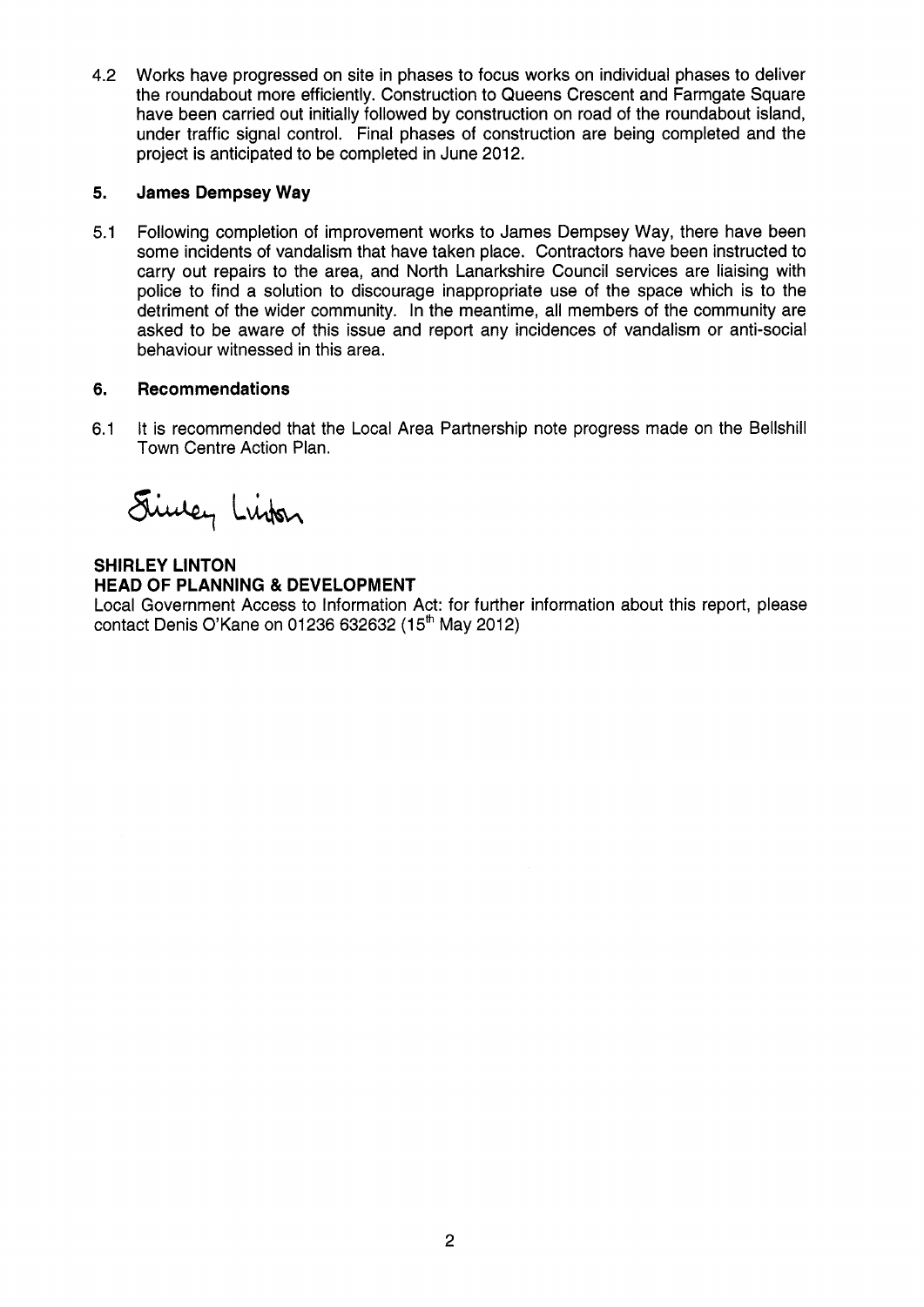4.2 Works have progressed on site in phases to focus works on individual phases to deliver the roundabout more efficiently. Construction to Queens Crescent and Farmgate Square have been carried out initially followed by construction on road of the roundabout island, under traffic signal control. Final phases of construction are being completed and the project is anticipated to be completed in June 2012.

## 5. James Dempsey Way

5.1 Following completion of improvement works to James Dempsey Way, there have been some incidents of vandalism that have taken place. Contractors have been instructed to carry out repairs to the area, and North Lanarkshire Council services are liaising with police to find a solution to discourage inappropriate use of the space which is to the detriment of the wider community. In the meantime, all members of the community are asked to be aware of this issue and report any incidences of vandalism or anti-social behaviour witnessed in this area.

## 6. Recommendations

6.1 It is recommended that the Local Area Partnership note progress made on the Bellshill Town Centre Action Plan.

Shirley Linton

**SHIRLEY LINTON**
**HEAD OF PLANNING & DEVELOPMENT**

Local Government Access to Information Act: for further information about this report, please contact Denis O'Kane on 01236 632632 (15th May 2012)